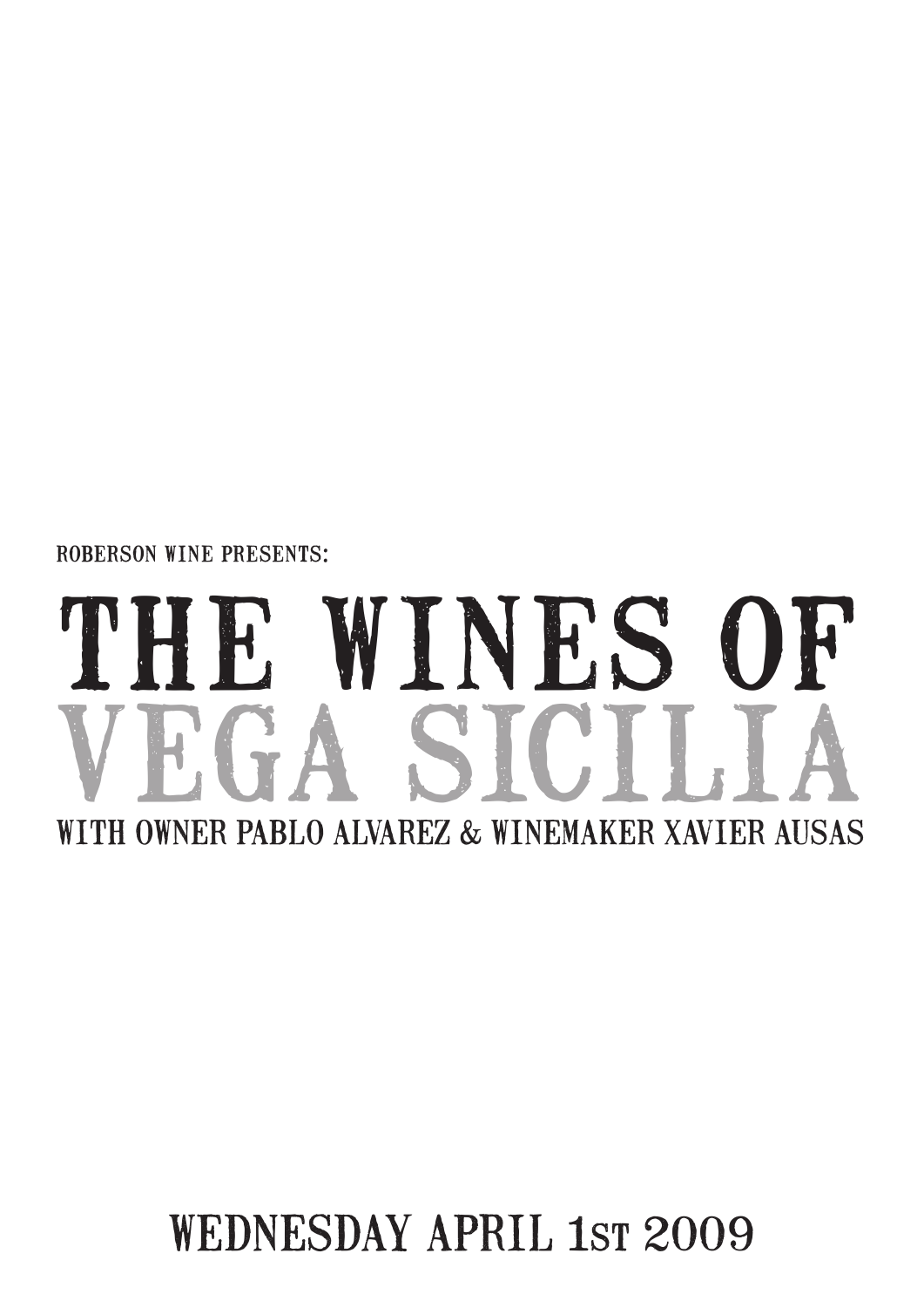ROBERSON WINE PRESENTS:

# THE WINES OF VEGA SICILIA

WITH OWNER PABLO ALVAREZ & WINEMAKER XAVIER AUSAS

WEDNESDAY APRIL 1ST 2009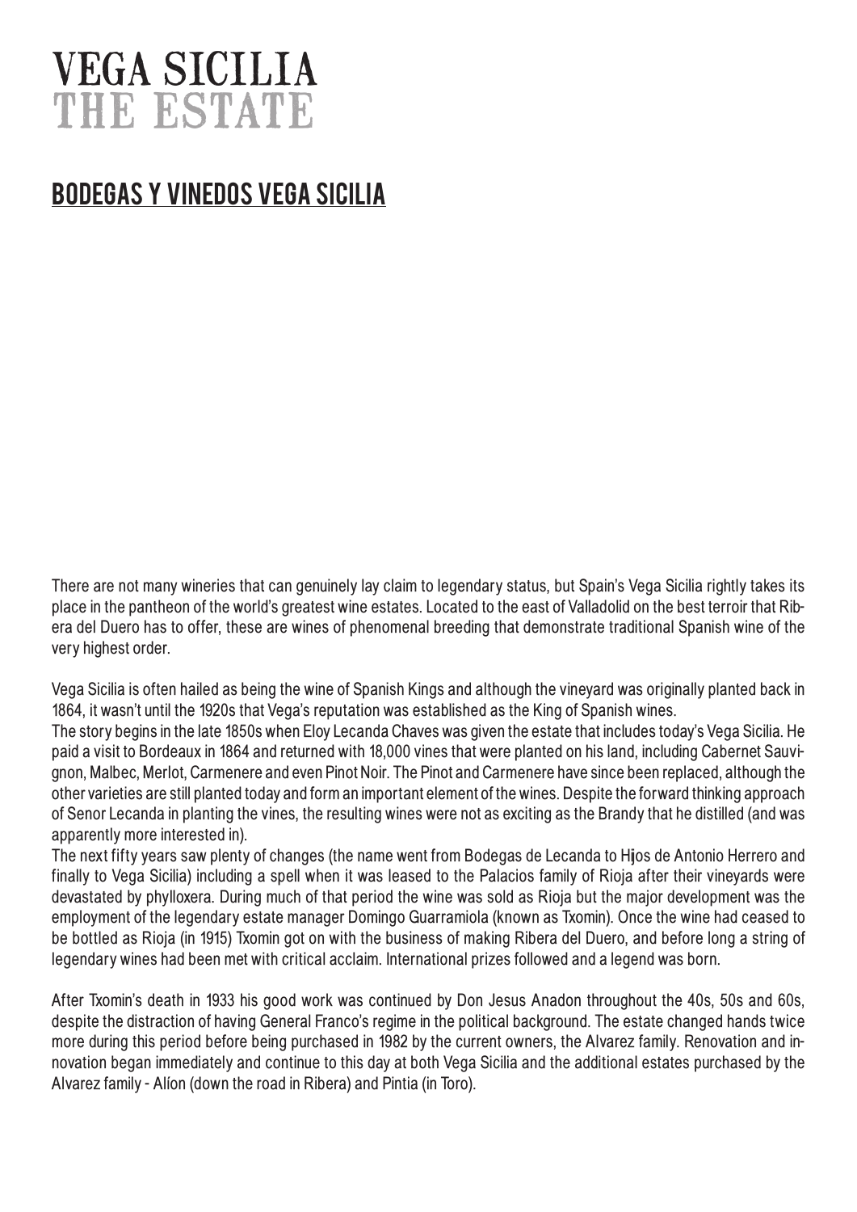# VEGA SICILIA
# THE ESTATE

## BODEGAS Y VINEDOS VEGA SICILIA

There are not many wineries that can genuinely lay claim to legendary status, but Spain's Vega Sicilia rightly takes its place in the pantheon of the world's greatest wine estates. Located to the east of Valladolid on the best terroir that Ribera del Duero has to offer, these are wines of phenomenal breeding that demonstrate traditional Spanish wine of the very highest order.

Vega Sicilia is often hailed as being the wine of Spanish Kings and although the vineyard was originally planted back in 1864, it wasn't until the 1920s that Vega's reputation was established as the King of Spanish wines.

The story begins in the late 1850s when Eloy Lecanda Chaves was given the estate that includes today's Vega Sicilia. He paid a visit to Bordeaux in 1864 and returned with 18,000 vines that were planted on his land, including Cabernet Sauvignon, Malbec, Merlot, Carmenere and even Pinot Noir. The Pinot and Carmenere have since been replaced, although the other varieties are still planted today and form an important element of the wines. Despite the forward thinking approach of Senor Lecanda in planting the vines, the resulting wines were not as exciting as the Brandy that he distilled (and was apparently more interested in).

The next fifty years saw plenty of changes (the name went from Bodegas de Lecanda to Hijos de Antonio Herrero and finally to Vega Sicilia) including a spell when it was leased to the Palacios family of Rioja after their vineyards were devastated by phylloxera. During much of that period the wine was sold as Rioja but the major development was the employment of the legendary estate manager Domingo Guarramiola (known as Txomin). Once the wine had ceased to be bottled as Rioja (in 1915) Txomin got on with the business of making Ribera del Duero, and before long a string of legendary wines had been met with critical acclaim. International prizes followed and a legend was born.

After Txomin's death in 1933 his good work was continued by Don Jesus Anadon throughout the 40s, 50s and 60s, despite the distraction of having General Franco's regime in the political background. The estate changed hands twice more during this period before being purchased in 1982 by the current owners, the Alvarez family. Renovation and innovation began immediately and continue to this day at both Vega Sicilia and the additional estates purchased by the Alvarez family - Alíon (down the road in Ribera) and Pintia (in Toro).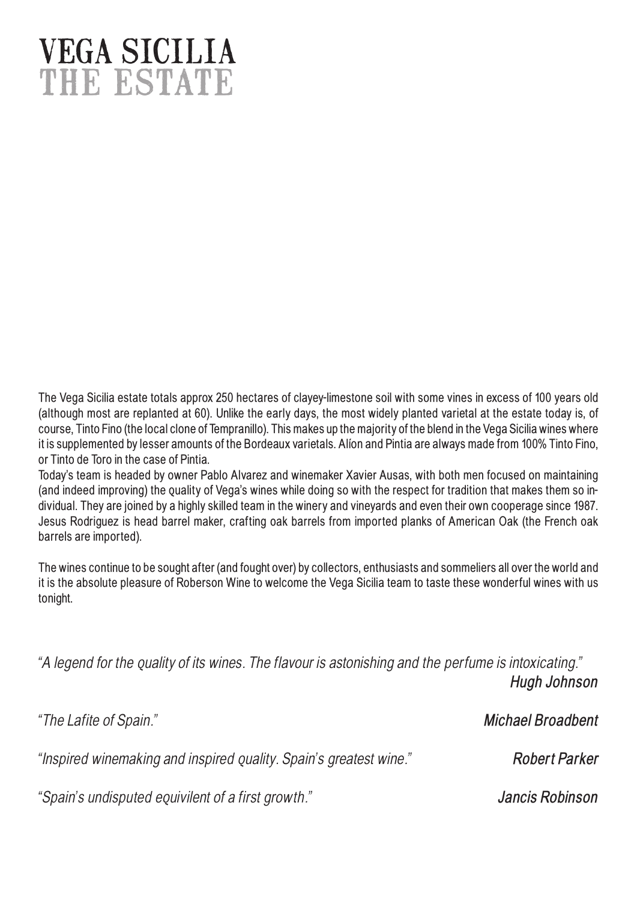# VEGA SICILIA
## THE ESTATE

The Vega Sicilia estate totals approx 250 hectares of clayey-limestone soil with some vines in excess of 100 years old (although most are replanted at 60). Unlike the early days, the most widely planted varietal at the estate today is, of course, Tinto Fino (the local clone of Tempranillo). This makes up the majority of the blend in the Vega Sicilia wines where it is supplemented by lesser amounts of the Bordeaux varietals. Alíon and Pintia are always made from 100% Tinto Fino, or Tinto de Toro in the case of Pintia.

Today's team is headed by owner Pablo Alvarez and winemaker Xavier Ausas, with both men focused on maintaining (and indeed improving) the quality of Vega's wines while doing so with the respect for tradition that makes them so individual. They are joined by a highly skilled team in the winery and vineyards and even their own cooperage since 1987. Jesus Rodriguez is head barrel maker, crafting oak barrels from imported planks of American Oak (the French oak barrels are imported).

The wines continue to be sought after (and fought over) by collectors, enthusiasts and sommeliers all over the world and it is the absolute pleasure of Roberson Wine to welcome the Vega Sicilia team to taste these wonderful wines with us tonight.

*"A legend for the quality of its wines. The flavour is astonishing and the perfume is intoxicating."* — ***Hugh Johnson***

*"The Lafite of Spain."* — ***Michael Broadbent***

*"Inspired winemaking and inspired quality. Spain's greatest wine."* — ***Robert Parker***

*"Spain's undisputed equivilent of a first growth."* — ***Jancis Robinson***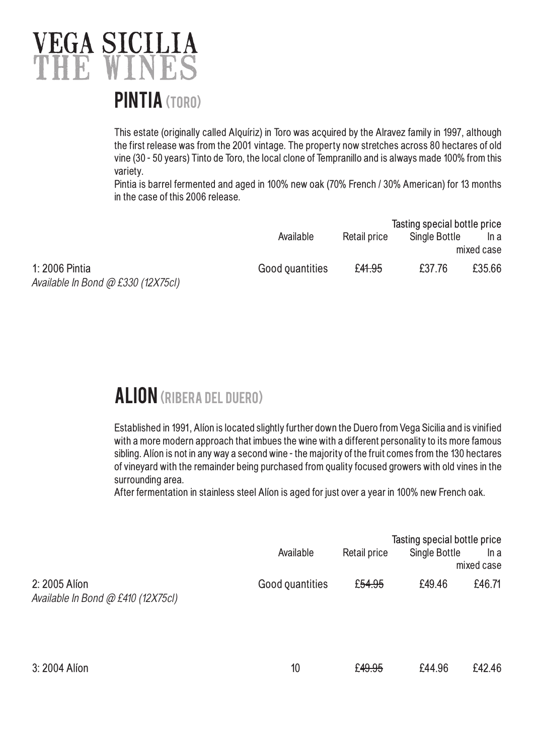# VEGA SICILIA
# THE WINES

## PINTIA (TORO)

This estate (originally called Alquíriz) in Toro was acquired by the Alravez family in 1997, although the first release was from the 2001 vintage. The property now stretches across 80 hectares of old vine (30 - 50 years) Tinto de Toro, the local clone of Tempranillo and is always made 100% from this variety.
Pintia is barrel fermented and aged in 100% new oak (70% French / 30% American) for 13 months in the case of this 2006 release.

| | Available | Retail price | Tasting special bottle price | |
|---|---|---|---|---|
| | | | Single Bottle | In a mixed case |
| 1: 2006 Pintia<br>*Available In Bond @ £330 (12X75cl)* | Good quantities | ~~£41.95~~ | £37.76 | £35.66 |

## ALION (RIBERA DEL DUERO)

Established in 1991, Alíon is located slightly further down the Duero from Vega Sicilia and is vinified with a more modern approach that imbues the wine with a different personality to its more famous sibling. Alíon is not in any way a second wine - the majority of the fruit comes from the 130 hectares of vineyard with the remainder being purchased from quality focused growers with old vines in the surrounding area.
After fermentation in stainless steel Alíon is aged for just over a year in 100% new French oak.

| | Available | Retail price | Tasting special bottle price | |
|---|---|---|---|---|
| | | | Single Bottle | In a mixed case |
| 2: 2005 Alíon<br>*Available In Bond @ £410 (12X75cl)* | Good quantities | ~~£54.95~~ | £49.46 | £46.71 |
| 3: 2004 Alíon | 10 | ~~£49.95~~ | £44.96 | £42.46 |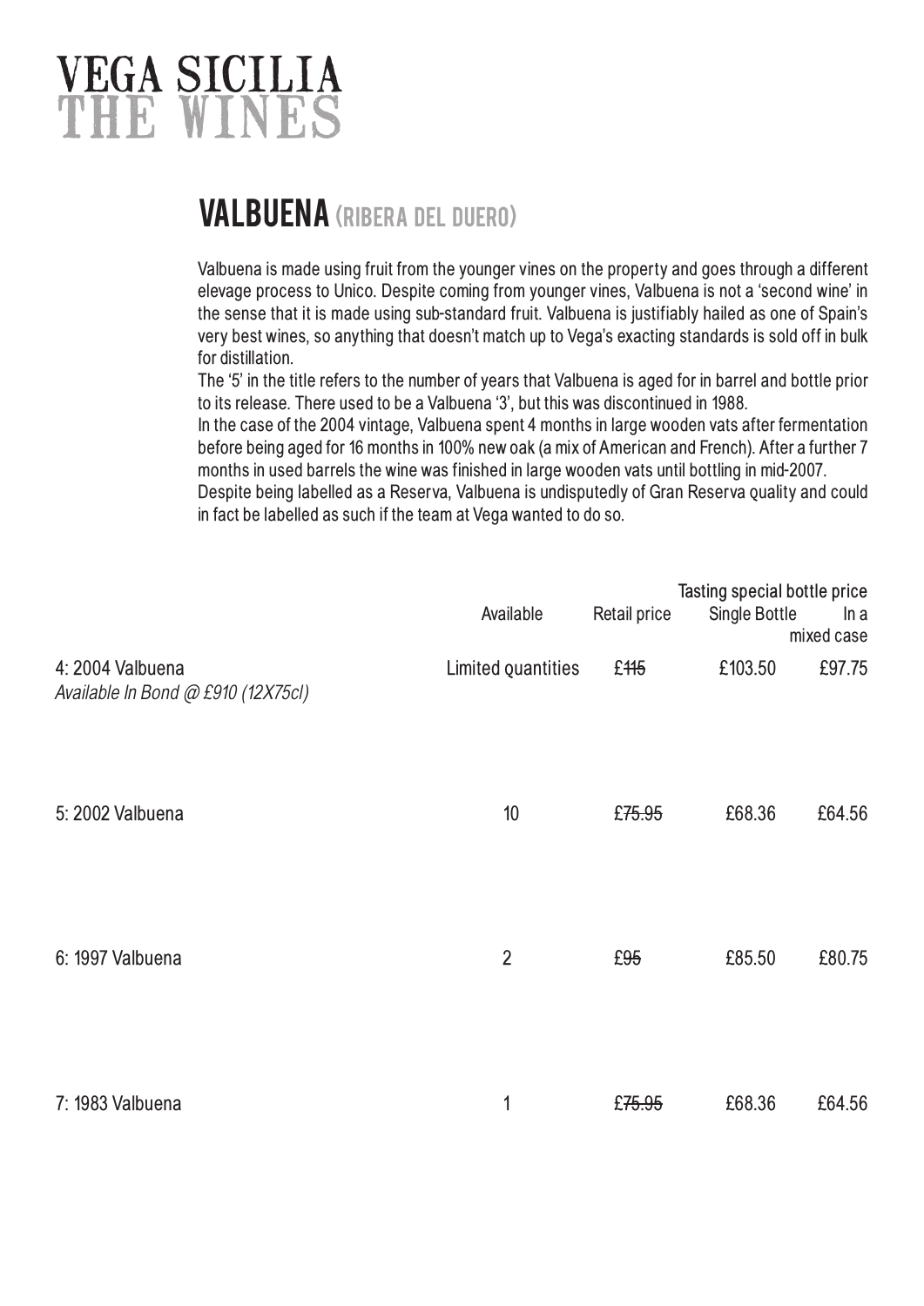# VEGA SICILIA
# THE WINES

## VALBUENA (RIBERA DEL DUERO)

Valbuena is made using fruit from the younger vines on the property and goes through a different elevage process to Unico. Despite coming from younger vines, Valbuena is not a 'second wine' in the sense that it is made using sub-standard fruit. Valbuena is justifiably hailed as one of Spain's very best wines, so anything that doesn't match up to Vega's exacting standards is sold off in bulk for distillation.

The '5' in the title refers to the number of years that Valbuena is aged for in barrel and bottle prior to its release. There used to be a Valbuena '3', but this was discontinued in 1988.

In the case of the 2004 vintage, Valbuena spent 4 months in large wooden vats after fermentation before being aged for 16 months in 100% new oak (a mix of American and French). After a further 7 months in used barrels the wine was finished in large wooden vats until bottling in mid-2007.

Despite being labelled as a Reserva, Valbuena is undisputedly of Gran Reserva quality and could in fact be labelled as such if the team at Vega wanted to do so.

| | Available | Retail price | Tasting special bottle price: Single Bottle | In a mixed case |
|---|---|---|---|---|
| 4: 2004 Valbuena<br>*Available In Bond @ £910 (12X75cl)* | Limited quantities | ~~£115~~ | £103.50 | £97.75 |
| 5: 2002 Valbuena | 10 | ~~£75.95~~ | £68.36 | £64.56 |
| 6: 1997 Valbuena | 2 | ~~£95~~ | £85.50 | £80.75 |
| 7: 1983 Valbuena | 1 | ~~£75.95~~ | £68.36 | £64.56 |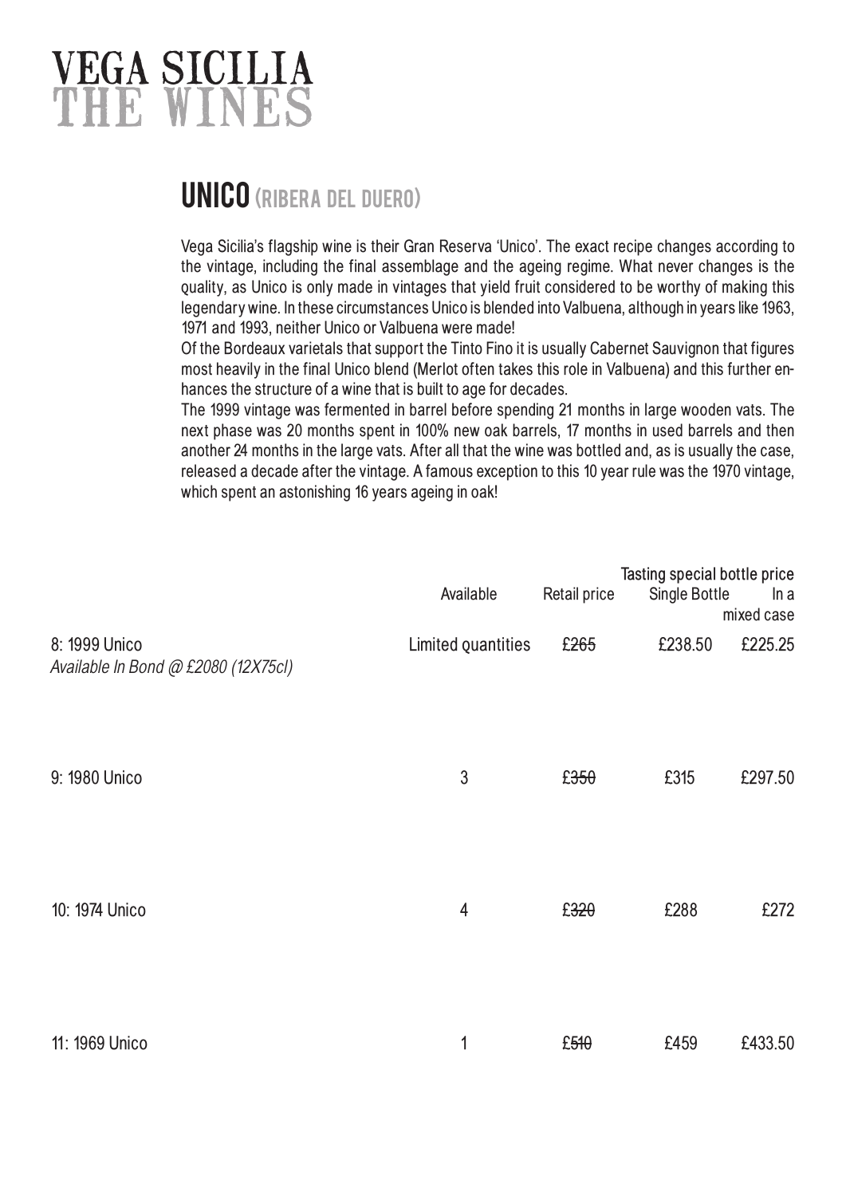# VEGA SICILIA
# THE WINES

## UNICO (RIBERA DEL DUERO)

Vega Sicilia's flagship wine is their Gran Reserva 'Unico'. The exact recipe changes according to the vintage, including the final assemblage and the ageing regime. What never changes is the quality, as Unico is only made in vintages that yield fruit considered to be worthy of making this legendary wine. In these circumstances Unico is blended into Valbuena, although in years like 1963, 1971 and 1993, neither Unico or Valbuena were made!

Of the Bordeaux varietals that support the Tinto Fino it is usually Cabernet Sauvignon that figures most heavily in the final Unico blend (Merlot often takes this role in Valbuena) and this further enhances the structure of a wine that is built to age for decades.

The 1999 vintage was fermented in barrel before spending 21 months in large wooden vats. The next phase was 20 months spent in 100% new oak barrels, 17 months in used barrels and then another 24 months in the large vats. After all that the wine was bottled and, as is usually the case, released a decade after the vintage. A famous exception to this 10 year rule was the 1970 vintage, which spent an astonishing 16 years ageing in oak!

| | Available | Retail price | Tasting special bottle price | |
|---|---|---|---|---|
| | | | Single Bottle | In a mixed case |
| 8: 1999 Unico<br>*Available In Bond @ £2080 (12X75cl)* | Limited quantities | ~~£265~~ | £238.50 | £225.25 |
| 9: 1980 Unico | 3 | ~~£350~~ | £315 | £297.50 |
| 10: 1974 Unico | 4 | ~~£320~~ | £288 | £272 |
| 11: 1969 Unico | 1 | ~~£510~~ | £459 | £433.50 |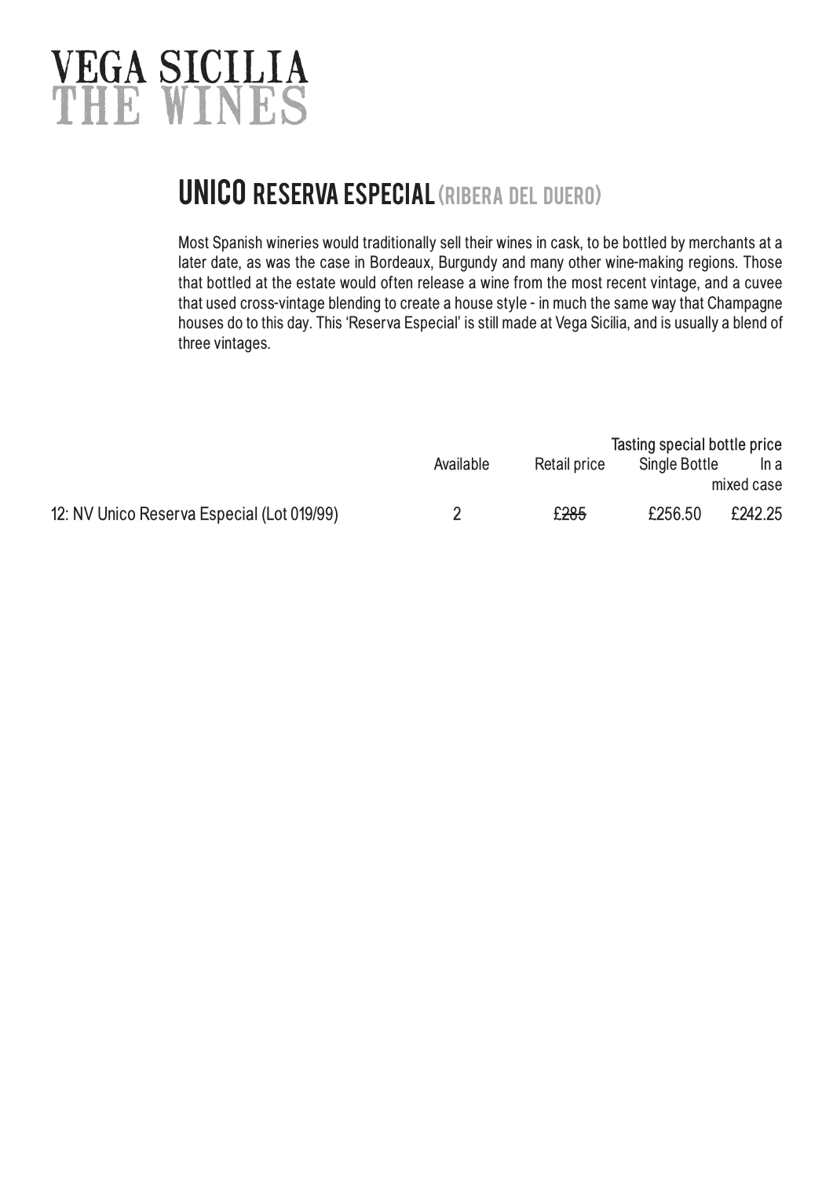# VEGA SICILIA THE WINES

## UNICO RESERVA ESPECIAL (RIBERA DEL DUERO)

Most Spanish wineries would traditionally sell their wines in cask, to be bottled by merchants at a later date, as was the case in Bordeaux, Burgundy and many other wine-making regions. Those that bottled at the estate would often release a wine from the most recent vintage, and a cuvee that used cross-vintage blending to create a house style - in much the same way that Champagne houses do to this day. This 'Reserva Especial' is still made at Vega Sicilia, and is usually a blend of three vintages.

| | | | Tasting special bottle price | |
|---|---|---|---|---|
| | Available | Retail price | Single Bottle | In a mixed case |
| 12: NV Unico Reserva Especial (Lot 019/99) | 2 | ~~£285~~ | £256.50 | £242.25 |